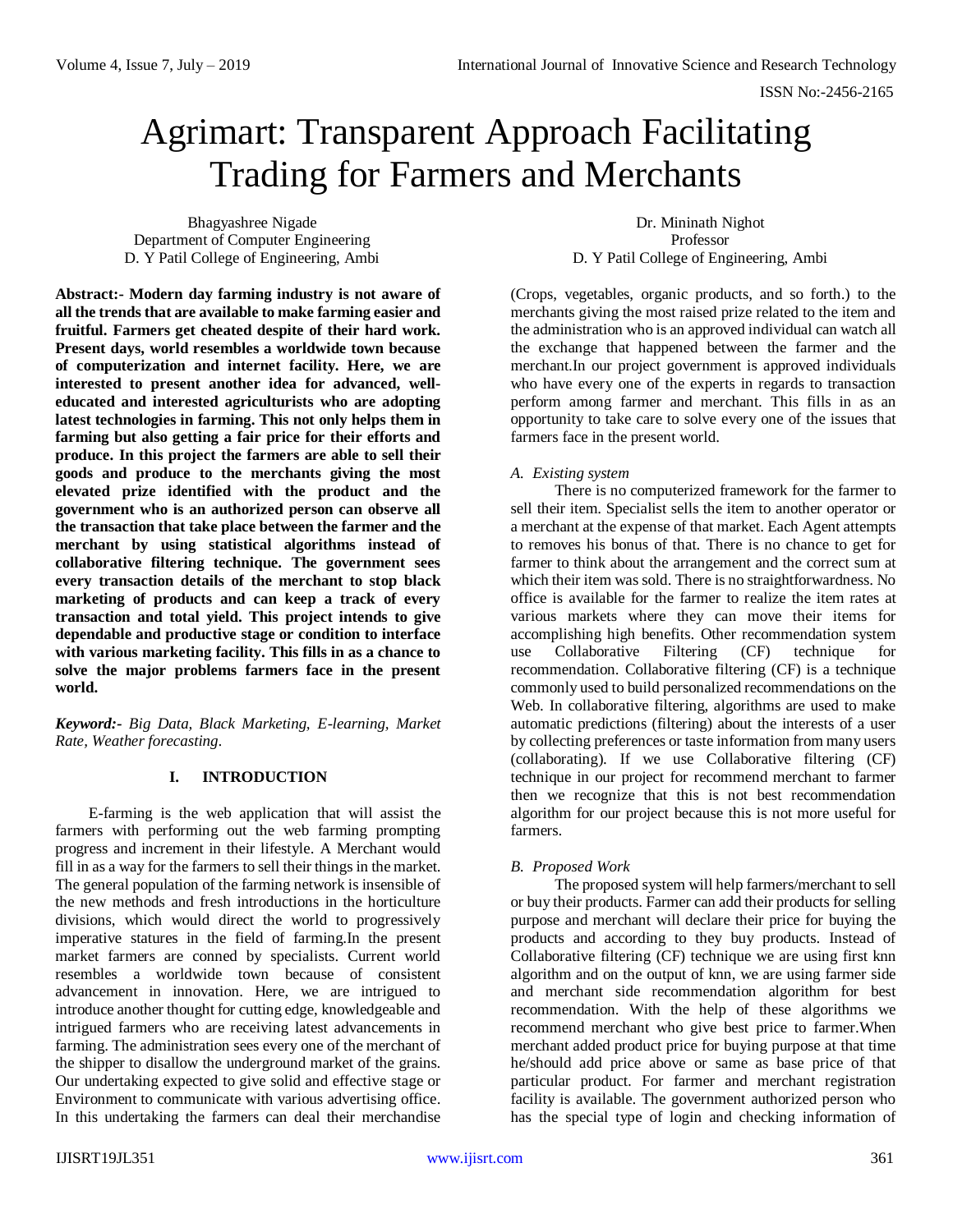# Agrimart: Transparent Approach Facilitating Trading for Farmers and Merchants

Bhagyashree Nigade
Department of Computer Engineering
D. Y Patil College of Engineering, Ambi

Dr. Mininath Nighot
Professor
D. Y Patil College of Engineering, Ambi

**Abstract:- Modern day farming industry is not aware of all the trends that are available to make farming easier and fruitful. Farmers get cheated despite of their hard work. Present days, world resembles a worldwide town because of computerization and internet facility. Here, we are interested to present another idea for advanced, well-educated and interested agriculturists who are adopting latest technologies in farming. This not only helps them in farming but also getting a fair price for their efforts and produce. In this project the farmers are able to sell their goods and produce to the merchants giving the most elevated prize identified with the product and the government who is an authorized person can observe all the transaction that take place between the farmer and the merchant by using statistical algorithms instead of collaborative filtering technique. The government sees every transaction details of the merchant to stop black marketing of products and can keep a track of every transaction and total yield. This project intends to give dependable and productive stage or condition to interface with various marketing facility. This fills in as a chance to solve the major problems farmers face in the present world.**

***Keyword:-*** *Big Data, Black Marketing, E-learning, Market Rate, Weather forecasting.*

## I. INTRODUCTION

E-farming is the web application that will assist the farmers with performing out the web farming prompting progress and increment in their lifestyle. A Merchant would fill in as a way for the farmers to sell their things in the market. The general population of the farming network is insensible of the new methods and fresh introductions in the horticulture divisions, which would direct the world to progressively imperative statures in the field of farming.In the present market farmers are conned by specialists. Current world resembles a worldwide town because of consistent advancement in innovation. Here, we are intrigued to introduce another thought for cutting edge, knowledgeable and intrigued farmers who are receiving latest advancements in farming. The administration sees every one of the merchant of the shipper to disallow the underground market of the grains. Our undertaking expected to give solid and effective stage or Environment to communicate with various advertising office. In this undertaking the farmers can deal their merchandise (Crops, vegetables, organic products, and so forth.) to the merchants giving the most raised prize related to the item and the administration who is an approved individual can watch all the exchange that happened between the farmer and the merchant.In our project government is approved individuals who have every one of the experts in regards to transaction perform among farmer and merchant. This fills in as an opportunity to take care to solve every one of the issues that farmers face in the present world.

### *A. Existing system*

There is no computerized framework for the farmer to sell their item. Specialist sells the item to another operator or a merchant at the expense of that market. Each Agent attempts to removes his bonus of that. There is no chance to get for farmer to think about the arrangement and the correct sum at which their item was sold. There is no straightforwardness. No office is available for the farmer to realize the item rates at various markets where they can move their items for accomplishing high benefits. Other recommendation system use Collaborative Filtering (CF) technique for recommendation. Collaborative filtering (CF) is a technique commonly used to build personalized recommendations on the Web. In collaborative filtering, algorithms are used to make automatic predictions (filtering) about the interests of a user by collecting preferences or taste information from many users (collaborating). If we use Collaborative filtering (CF) technique in our project for recommend merchant to farmer then we recognize that this is not best recommendation algorithm for our project because this is not more useful for farmers.

### *B. Proposed Work*

The proposed system will help farmers/merchant to sell or buy their products. Farmer can add their products for selling purpose and merchant will declare their price for buying the products and according to they buy products. Instead of Collaborative filtering (CF) technique we are using first knn algorithm and on the output of knn, we are using farmer side and merchant side recommendation algorithm for best recommendation. With the help of these algorithms we recommend merchant who give best price to farmer.When merchant added product price for buying purpose at that time he/should add price above or same as base price of that particular product. For farmer and merchant registration facility is available. The government authorized person who has the special type of login and checking information of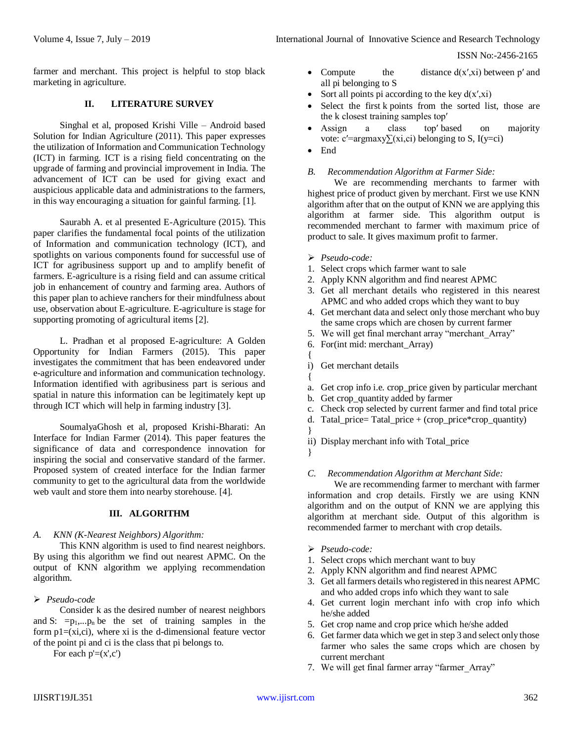farmer and merchant. This project is helpful to stop black marketing in agriculture.

## II. LITERATURE SURVEY

Singhal et al, proposed Krishi Ville – Android based Solution for Indian Agriculture (2011). This paper expresses the utilization of Information and Communication Technology (ICT) in farming. ICT is a rising field concentrating on the upgrade of farming and provincial improvement in India. The advancement of ICT can be used for giving exact and auspicious applicable data and administrations to the farmers, in this way encouraging a situation for gainful farming. [1].

Saurabh A. et al presented E-Agriculture (2015). This paper clarifies the fundamental focal points of the utilization of Information and communication technology (ICT), and spotlights on various components found for successful use of ICT for agribusiness support up and to amplify benefit of farmers. E-agriculture is a rising field and can assume critical job in enhancement of country and farming area. Authors of this paper plan to achieve ranchers for their mindfulness about use, observation about E-agriculture. E-agriculture is stage for supporting promoting of agricultural items [2].

L. Pradhan et al proposed E-agriculture: A Golden Opportunity for Indian Farmers (2015). This paper investigates the commitment that has been endeavored under e-agriculture and information and communication technology. Information identified with agribusiness part is serious and spatial in nature this information can be legitimately kept up through ICT which will help in farming industry [3].

SoumalyaGhosh et al, proposed Krishi-Bharati: An Interface for Indian Farmer (2014). This paper features the significance of data and correspondence innovation for inspiring the social and conservative standard of the farmer. Proposed system of created interface for the Indian farmer community to get to the agricultural data from the worldwide web vault and store them into nearby storehouse. [4].

## III. ALGORITHM

### *A. KNN (K-Nearest Neighbors) Algorithm:*

This KNN algorithm is used to find nearest neighbors. By using this algorithm we find out nearest APMC. On the output of KNN algorithm we applying recommendation algorithm.

➢ *Pseudo-code*

Consider k as the desired number of nearest neighbors and S: $=p_1,...p_n$ be the set of training samples in the form p1=(xi,ci), where xi is the d-dimensional feature vector of the point pi and ci is the class that pi belongs to.

For each p'=(x',c')

- Compute the distance d(x′,xi) between p′ and all pi belonging to S
- Sort all points pi according to the key d(x′,xi)
- Select the first k points from the sorted list, those are the k closest training samples top′
- Assign a class top′ based on majority vote: c′=argmaxy∑(xi,ci) belonging to S, I(y=ci)
- End

### *B. Recommendation Algorithm at Farmer Side:*

We are recommending merchants to farmer with highest price of product given by merchant. First we use KNN algorithm after that on the output of KNN we are applying this algorithm at farmer side. This algorithm output is recommended merchant to farmer with maximum price of product to sale. It gives maximum profit to farmer.

➢ *Pseudo-code:*

1. Select crops which farmer want to sale
2. Apply KNN algorithm and find nearest APMC
3. Get all merchant details who registered in this nearest APMC and who added crops which they want to buy
4. Get merchant data and select only those merchant who buy the same crops which are chosen by current farmer
5. We will get final merchant array "merchant_Array"
6. For(int mid: merchant_Array)

{

i) Get merchant details

{

a. Get crop info i.e. crop_price given by particular merchant
b. Get crop_quantity added by farmer
c. Check crop selected by current farmer and find total price
d. Tatal_price= Tatal_price + (crop_price*crop_quantity)

}

ii) Display merchant info with Total_price

}

### *C. Recommendation Algorithm at Merchant Side:*

We are recommending farmer to merchant with farmer information and crop details. Firstly we are using KNN algorithm and on the output of KNN we are applying this algorithm at merchant side. Output of this algorithm is recommended farmer to merchant with crop details.

➢ *Pseudo-code:*

1. Select crops which merchant want to buy
2. Apply KNN algorithm and find nearest APMC
3. Get all farmers details who registered in this nearest APMC and who added crops info which they want to sale
4. Get current login merchant info with crop info which he/she added
5. Get crop name and crop price which he/she added
6. Get farmer data which we get in step 3 and select only those farmer who sales the same crops which are chosen by current merchant
7. We will get final farmer array "farmer_Array"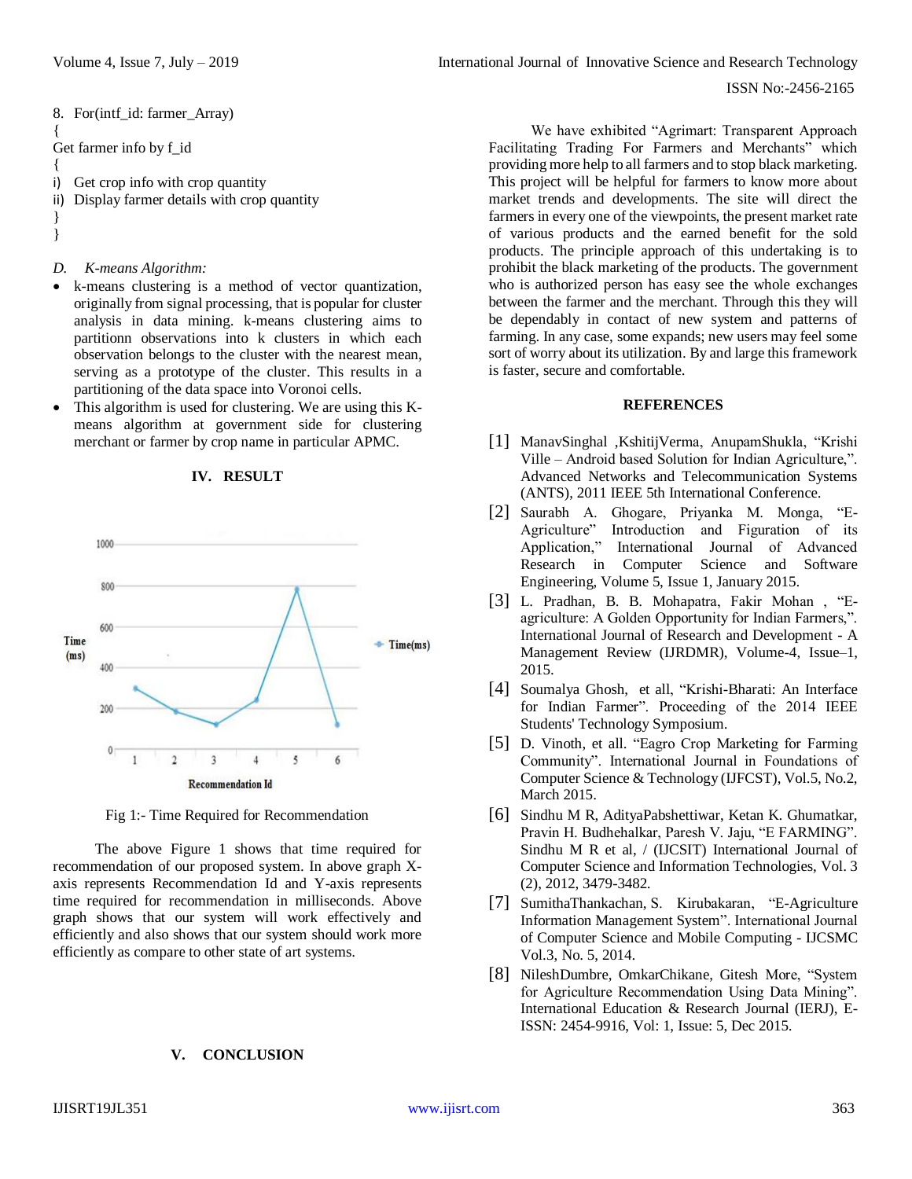8. For(intf_id: farmer_Array)

```
{
Get farmer info by f_id
{
i)  Get crop info with crop quantity
ii) Display farmer details with crop quantity
}
}
```

### *D. K-means Algorithm:*

- k-means clustering is a method of vector quantization, originally from signal processing, that is popular for cluster analysis in data mining. k-means clustering aims to partitionn observations into k clusters in which each observation belongs to the cluster with the nearest mean, serving as a prototype of the cluster. This results in a partitioning of the data space into Voronoi cells.
- This algorithm is used for clustering. We are using this K-means algorithm at government side for clustering merchant or farmer by crop name in particular APMC.

## IV. RESULT

1000
800
600
400
200
0
Time (ms)
1 2 3 4 5 6
Recommendation Id
Time(ms)

Fig 1:- Time Required for Recommendation

The above Figure 1 shows that time required for recommendation of our proposed system. In above graph X-axis represents Recommendation Id and Y-axis represents time required for recommendation in milliseconds. Above graph shows that our system will work effectively and efficiently and also shows that our system should work more efficiently as compare to other state of art systems.

## V. CONCLUSION

We have exhibited "Agrimart: Transparent Approach Facilitating Trading For Farmers and Merchants" which providing more help to all farmers and to stop black marketing. This project will be helpful for farmers to know more about market trends and developments. The site will direct the farmers in every one of the viewpoints, the present market rate of various products and the earned benefit for the sold products. The principle approach of this undertaking is to prohibit the black marketing of the products. The government who is authorized person has easy see the whole exchanges between the farmer and the merchant. Through this they will be dependably in contact of new system and patterns of farming. In any case, some expands; new users may feel some sort of worry about its utilization. By and large this framework is faster, secure and comfortable.

## REFERENCES

[1] ManavSinghal ,KshitijVerma, AnupamShukla, "Krishi Ville – Android based Solution for Indian Agriculture,". Advanced Networks and Telecommunication Systems (ANTS), 2011 IEEE 5th International Conference.

[2] Saurabh A. Ghogare, Priyanka M. Monga, "E-Agriculture" Introduction and Figuration of its Application," International Journal of Advanced Research in Computer Science and Software Engineering, Volume 5, Issue 1, January 2015.

[3] L. Pradhan, B. B. Mohapatra, Fakir Mohan , "E-agriculture: A Golden Opportunity for Indian Farmers,". International Journal of Research and Development - A Management Review (IJRDMR), Volume-4, Issue–1, 2015.

[4] Soumalya Ghosh, et all, "Krishi-Bharati: An Interface for Indian Farmer". Proceeding of the 2014 IEEE Students' Technology Symposium.

[5] D. Vinoth, et all. "Eagro Crop Marketing for Farming Community". International Journal in Foundations of Computer Science & Technology (IJFCST), Vol.5, No.2, March 2015.

[6] Sindhu M R, AdityaPabshettiwar, Ketan K. Ghumatkar, Pravin H. Budhehalkar, Paresh V. Jaju, "E FARMING". Sindhu M R et al, / (IJCSIT) International Journal of Computer Science and Information Technologies, Vol. 3 (2), 2012, 3479-3482.

[7] SumithaThankachan, S. Kirubakaran, "E-Agriculture Information Management System". International Journal of Computer Science and Mobile Computing - IJCSMC Vol.3, No. 5, 2014.

[8] NileshDumbre, OmkarChikane, Gitesh More, "System for Agriculture Recommendation Using Data Mining". International Education & Research Journal (IERJ), E-ISSN: 2454-9916, Vol: 1, Issue: 5, Dec 2015.